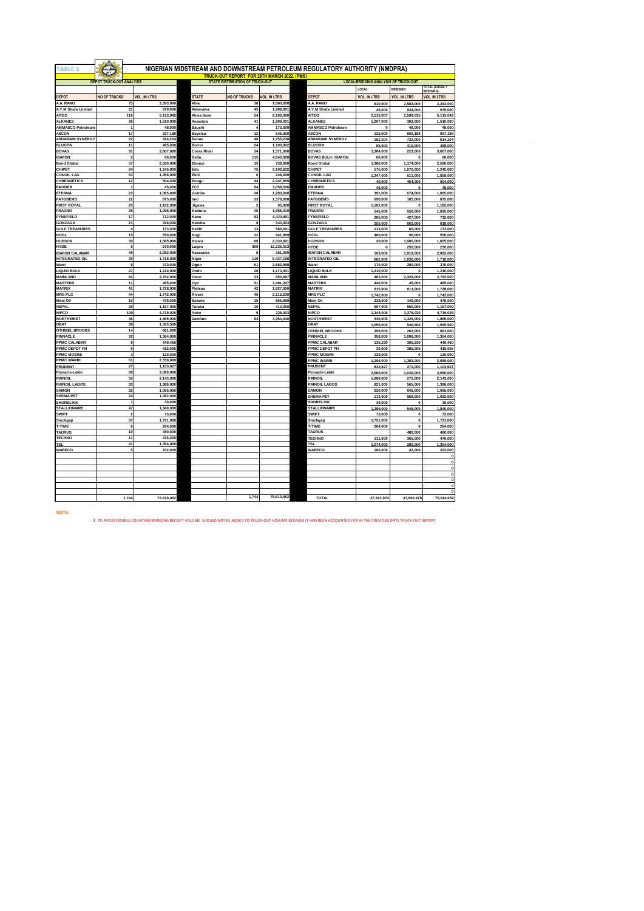TABLE 1

# NIGERIAN MIDSTREAM AND DOWNSTREAM PETROLEUM REGULATORY AUTHORITY (NMDPRA)

## TRUCK-OUT REPORT FOR 28TH MARCH 2022. (PMS)

| DEPOT TRUCK-OUT ANALYSIS | | |
|---|---|---|
| DEPOT | NO OF TRUCKS | VOL. IN LTRS |
| A.A. RANO | 75 | 3,393,000 |
| A.Y.M Shafa Limited | 21 | 979,000 |
| AITEO | 116 | 5,113,042 |
| ALKANES | 36 | 1,510,000 |
| AMMASCO Petroleum | 1 | 48,000 |
| ASCON | 17 | 927,188 |
| ASHARAMI SYNERGY | 22 | 914,204 |
| BLUEFIN | 11 | 495,000 |
| BOVAS | 91 | 3,607,000 |
| IBAFON | 2 | 66,000 |
| Bond Global | 57 | 2,560,000 |
| CHIPET | 24 | 1,245,000 |
| CONOIL LAG | 53 | 1,958,000 |
| CYBERNETICS | 12 | 504,000 |
| EMADEB | 1 | 45,000 |
| ETERNA | 23 | 1,065,000 |
| FATGBEMS | 22 | 875,000 |
| FIRST ROYAL | 25 | 1,182,000 |
| FRADRO | 25 | 1,095,000 |
| FYNEFIELD | 17 | 712,000 |
| GONZAGA | 21 | 918,000 |
| GULF TREASURES | 4 | 173,000 |
| HOGL | 15 | 550,000 |
| HUDSON | 30 | 1,585,000 |
| HYDE | 6 | 270,000 |
| IBAFON CALABAR | 48 | 2,082,000 |
| INTEGRATED OIL | 39 | 1,718,000 |
| Warri | 8 | 370,000 |
| LIQUID BULK | 27 | 1,210,000 |
| MAINLAND | 62 | 2,792,000 |
| MASTERS | 11 | 485,000 |
| MATRIX | 41 | 1,728,000 |
| MRS PLC | 44 | 1,742,000 |
| Menj Oil | 10 | 478,000 |
| NEPAL | 28 | 1,167,000 |
| NIPCO | 109 | 4,719,026 |
| NORTHWEST | 46 | 1,865,000 |
| OBAT | 39 | 1,595,500 |
| OTHNIEL BROOKS | 14 | 661,000 |
| PINNACLE | 32 | 1,364,000 |
| PPMC CALABAR | 9 | 440,460 |
| PPMC DEPOT PH | 9 | 415,005 |
| PPMC MOSIMI | 3 | 120,000 |
| PPMC WARRI | 61 | 2,559,000 |
| PRUDENT | 27 | 1,103,627 |
| Pinnacle-Lekki | 69 | 3,090,000 |
| RAINOIL | 52 | 2,143,000 |
| RAINOIL LAGOS | 33 | 1,386,000 |
| SAMON | 22 | 1,065,000 |
| SHEMA PET | 24 | 1,082,000 |
| SHORELINK | 1 | 30,000 |
| STALLIONAIRE | 47 | 1,840,000 |
| SWIFT | 2 | 73,000 |
| Stockgap | 37 | 1,721,000 |
| T-TIME | 6 | 264,000 |
| TAURUS | 10 | 480,000 |
| TECHNO | 11 | 476,000 |
| TSL | 31 | 1,354,000 |
| WABECO | 5 | 202,000 |
| | 1,744 | 75,610,052 |

| STATE DISTRIBUTION OF TRUCK-OUT | | |
|---|---|---|
| STATE | NO OF TRUCKS | VOL. IN LTRS |
| Abia | 36 | 1,680,000 |
| Adamawa | 45 | 1,989,001 |
| Akwa Ibom | 54 | 2,193,000 |
| Anambra | 41 | 1,999,001 |
| Bauchi | 4 | 173,000 |
| Bayelsa | 12 | 545,000 |
| Benue | 40 | 1,755,230 |
| Borno | 24 | 1,100,002 |
| Cross River | 34 | 1,371,000 |
| Delta | 115 | 4,643,000 |
| Ebonyi | 15 | 739,000 |
| Edo | 75 | 3,103,632 |
| Ekiti | 6 | 248,000 |
| Enugu | 44 | 2,047,999 |
| FCT | 64 | 3,058,506 |
| Gombe | 26 | 1,200,000 |
| Imo | 33 | 1,578,000 |
| Jigawa | 2 | 95,000 |
| Kaduna | 46 | 1,955,010 |
| Kano | 93 | 4,420,991 |
| Katsina | 8 | 343,003 |
| Kebbi | 13 | 580,001 |
| Kogi | 22 | 941,999 |
| Kwara | 60 | 2,330,001 |
| Lagos | 300 | 12,236,013 |
| Nasarawa | 8 | 361,000 |
| Niger | 119 | 5,427,198 |
| Ogun | 61 | 2,683,998 |
| Ondo | 28 | 1,173,001 |
| Osun | 23 | 950,997 |
| Oyo | 91 | 3,491,207 |
| Plateau | 42 | 1,827,000 |
| Rivers | 46 | 2,112,230 |
| Sokoto | 15 | 665,999 |
| Taraba | 10 | 413,000 |
| Yobe | 5 | 225,003 |
| Zamfara | 84 | 3,954,030 |
| | 1,744 | 75,610,052 |

| LOCAL/BRIDGING ANALYSIS OF TRUCK-OUT | | | |
|---|---|---|---|
| | LOCAL | BRIDGING | TOTAL (LOCAL + BRIDGING) |
| DEPOT | VOL. IN LTRS | VOL. IN LTRS | VOL. IN LTRS |
| A.A. RANO | 810,000 | 2,583,000 | 3,393,000 |
| A.Y.M Shafa Limited | 45,000 | 934,000 | 979,000 |
| AITEO | 2,515,007 | 2,598,035 | 5,113,042 |
| ALKANES | 1,207,000 | 303,000 | 1,510,000 |
| AMMASCO Petroleum | 0 | 48,000 | 48,000 |
| ASCON | 125,000 | 802,188 | 927,188 |
| ASHARAMI SYNERGY | 182,204 | 732,000 | 914,204 |
| BLUEFIN | 85,000 | 410,000 | 495,000 |
| BOVAS | 3,384,000 | 223,000 | 3,607,000 |
| BOVAS BULK- IBAFON | 66,000 | 0 | 66,000 |
| Bond Global | 1,386,000 | 1,174,000 | 2,560,000 |
| CHIPET | 175,000 | 1,070,000 | 1,245,000 |
| CONOIL LAG | 1,347,000 | 611,000 | 1,958,000 |
| CYBERNETICS | 40,000 | 464,000 | 504,000 |
| EMADEB | 45,000 | 0 | 45,000 |
| ETERNA | 391,000 | 674,000 | 1,065,000 |
| FATGBEMS | 690,000 | 185,000 | 875,000 |
| FIRST ROYAL | 1,182,000 | 0 | 1,182,000 |
| FRADRO | 545,000 | 550,000 | 1,095,000 |
| FYNEFIELD | 285,000 | 427,000 | 712,000 |
| GONZAGA | 255,000 | 663,000 | 918,000 |
| GULF TREASURES | 113,000 | 60,000 | 173,000 |
| HOGL | 460,000 | 90,000 | 550,000 |
| HUDSON | 20,000 | 1,585,000 | 1,605,000 |
| HYDE | 0 | 250,000 | 250,000 |
| IBAFON CALABAR | 163,000 | 1,919,000 | 2,082,000 |
| INTEGRATED OIL | 682,000 | 1,036,000 | 1,718,000 |
| Warri | 170,000 | 200,000 | 370,000 |
| LIQUID BULK | 1,210,000 | 0 | 1,210,000 |
| MAINLAND | 463,000 | 2,329,000 | 2,792,000 |
| MASTERS | 440,000 | 45,000 | 485,000 |
| MATRIX | 915,000 | 813,000 | 1,728,000 |
| MRS PLC | 1,742,000 | 0 | 1,742,000 |
| Menj Oil | 338,000 | 140,000 | 478,000 |
| NEPAL | 607,000 | 560,000 | 1,167,000 |
| NIPCO | 1,344,006 | 3,375,020 | 4,719,026 |
| NORTHWEST | 540,000 | 1,325,000 | 1,865,000 |
| OBAT | 1,055,000 | 540,500 | 1,595,500 |
| OTHNIEL BROOKS | 399,000 | 262,000 | 661,000 |
| PINNACLE | 358,000 | 1,006,000 | 1,364,000 |
| PPMC CALABAR | 135,230 | 305,230 | 440,460 |
| PPMC DEPOT PH | 30,000 | 385,005 | 415,005 |
| PPMC MOSIMI | 120,000 | 0 | 120,000 |
| PPMC WARRI | 1,206,000 | 1,353,000 | 2,559,000 |
| PRUDENT | 832,627 | 271,000 | 1,103,627 |
| Pinnacle-Lekki | 2,060,000 | 1,030,000 | 3,090,000 |
| RAINOIL | 1,868,000 | 275,000 | 2,143,000 |
| RAINOIL LAGOS | 821,000 | 565,000 | 1,386,000 |
| SAMON | 220,000 | 845,000 | 1,065,000 |
| SHEMA PET | 113,000 | 969,000 | 1,082,000 |
| SHORELINK | 30,000 | 0 | 30,000 |
| STALLIONAIRE | 1,295,000 | 545,000 | 1,840,000 |
| SWIFT | 73,000 | 0 | 73,000 |
| Stockgap | 1,721,000 | 0 | 1,721,000 |
| T-TIME | 264,000 | 0 | 264,000 |
| TAURUS | | 480,000 | 480,000 |
| TECHNO | 111,000 | 365,000 | 476,000 |
| TSL | 1,074,000 | 280,000 | 1,354,000 |
| WABECO | 160,000 | 42,000 | 202,000 |
| | | | 0 |
| | | | 0 |
| | | | 0 |
| | | | 0 |
| | | | 0 |
| | | | 0 |
| | | | 0 |
| TOTAL | 37,913,074 | 37,696,978 | 75,610,052 |

NOTE:

1 TO AVOID DOUBLE COUNTING BRIDGING RECEIPT VOLUME SHOULD NOT BE ADDED TO TRUCK-OUT VOLUME BECAUSE IT HAD BEEN ACCOUNTED FOR IN THE PREVIOUS DAYS TRUCK-OUT REPORT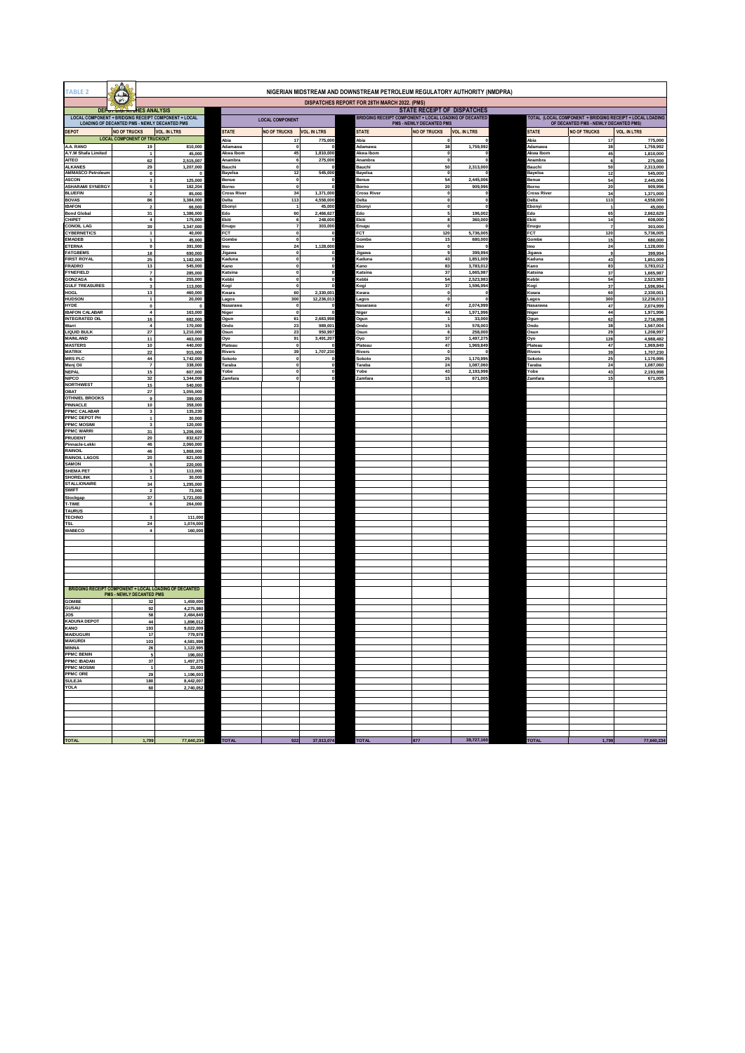TABLE 2

# NIGERIAN MIDSTREAM AND DOWNSTREAM PETROLEUM REGULATORY AUTHORITY (NMDPRA)

## DISPATCHES REPORT FOR 28TH MARCH 2022. (PMS)

### DEPOT DISPATCHES ANALYSIS

LOCAL COMPONENT + BRIDGING RECEIPT COMPONENT + LOCAL LOADING OF DECANTED PMS - NEWLY DECANTED PMS

| DEPOT | NO OF TRUCKS | VOL. IN LTRS |
|---|---|---|
| LOCAL COMPONENT OF TRUCKOUT | | |
| A.A. RANO | 19 | 810,000 |
| A.Y.M Shafa Limited | 1 | 45,000 |
| AITEO | 62 | 2,515,007 |
| ALKANES | 29 | 1,207,000 |
| AMMASCO Petroleum | 0 | 0 |
| ASCON | 3 | 125,000 |
| ASHARAMI SYNERGY | 5 | 182,204 |
| BLUEFIN | 2 | 85,000 |
| BOVAS | 86 | 3,384,000 |
| IBAFON | 2 | 66,000 |
| Bond Global | 31 | 1,386,000 |
| CHIPET | 4 | 175,000 |
| CONOIL LAG | 39 | 1,347,000 |
| CYBERNETICS | 1 | 40,000 |
| EMADEB | 1 | 45,000 |
| ETERNA | 9 | 391,000 |
| FATGBEMS | 18 | 690,000 |
| FIRST ROYAL | 25 | 1,182,000 |
| FRADRO | 13 | 545,000 |
| FYNEFIELD | 7 | 285,000 |
| GONZAGA | 6 | 255,000 |
| GULF TREASURES | 3 | 113,000 |
| HOGL | 13 | 460,000 |
| HUDSON | 1 | 20,000 |
| HYDE | 0 | 0 |
| IBAFON CALABAR | 4 | 163,000 |
| INTEGRATED OIL | 16 | 682,000 |
| Warri | 4 | 170,000 |
| LIQUID BULK | 27 | 1,210,000 |
| MAINLAND | 11 | 463,000 |
| MASTERS | 10 | 440,000 |
| MATRIX | 22 | 915,000 |
| MRS PLC | 44 | 1,742,000 |
| Menj Oil | 7 | 338,000 |
| NEPAL | 15 | 607,000 |
| NIPCO | 32 | 1,344,006 |
| NORTHWEST | 15 | 540,000 |
| OBAT | 27 | 1,055,000 |
| OTHNIEL BROOKS | 9 | 399,000 |
| PINNACLE | 10 | 358,000 |
| PPMC CALABAR | 3 | 135,230 |
| PPMC DEPOT PH | 1 | 30,000 |
| PPMC MOSIMI | 3 | 120,000 |
| PPMC WARRI | 31 | 1,206,000 |
| PRUDENT | 20 | 832,627 |
| Pinnacle-Lekki | 46 | 2,060,000 |
| RAINOIL | 46 | 1,868,000 |
| RAINOIL LAGOS | 20 | 821,000 |
| SAMON | 5 | 220,000 |
| SHEMA PET | 3 | 113,000 |
| SHORELINK | 1 | 30,000 |
| STALLIONAIRE | 34 | 1,295,000 |
| SWIFT | 2 | 73,000 |
| Stockgap | 37 | 1,721,000 |
| T-TIME | 6 | 264,000 |
| TAURUS | | |
| TECHNO | 3 | 111,000 |
| TSL | 24 | 1,074,000 |
| WABECO | 4 | 160,000 |
| BRIDGING RECEIPT COMPONENT + LOCAL LOADING OF DECANTED PMS - NEWLY DECANTED PMS | | |
| GOMBE | 32 | 1,459,000 |
| GUSAU | 92 | 4,275,980 |
| JOS | 58 | 2,484,849 |
| KADUNA DEPOT | 44 | 1,896,012 |
| KANO | 193 | 9,022,009 |
| MAIDUGURI | 17 | 779,978 |
| MAKURDI | 103 | 4,581,998 |
| MINNA | 26 | 1,122,995 |
| PPMC BENIN | 5 | 196,002 |
| PPMC IBADAN | 37 | 1,497,275 |
| PPMC MOSIMI | 1 | 33,000 |
| PPMC ORE | 29 | 1,196,003 |
| SULEJA | 180 | 8,442,007 |
| YOLA | 60 | 2,740,052 |
| TOTAL | 1,799 | 77,640,234 |

### STATE RECEIPT OF DISPATCHES

| STATE | LOCAL COMPONENT NO OF TRUCKS | LOCAL COMPONENT VOL. IN LTRS | BRIDGING RECEIPT COMPONENT + LOCAL LOADING OF DECANTED PMS - NEWLY DECANTED PMS NO OF TRUCKS | BRIDGING ... VOL. IN LTRS | TOTAL (LOCAL COMPONENT + BRIDGING RECEIPT + LOCAL LOADING OF DECANTED PMS - NEWLY DECANTED PMS) NO OF TRUCKS | TOTAL VOL. IN LTRS |
|---|---|---|---|---|---|---|
| Abia | 17 | 775,000 | 0 | 0 | 17 | 775,000 |
| Adamawa | 0 | 0 | 38 | 1,759,992 | 38 | 1,759,992 |
| Akwa Ibom | 45 | 1,810,000 | 0 | 0 | 45 | 1,810,000 |
| Anambra | 6 | 275,000 | 0 | 0 | 6 | 275,000 |
| Bauchi | 0 | 0 | 50 | 2,313,000 | 50 | 2,313,000 |
| Bayelsa | 12 | 545,000 | 0 | 0 | 12 | 545,000 |
| Benue | 0 | 0 | 54 | 2,445,006 | 54 | 2,445,006 |
| Borno | 0 | 0 | 20 | 909,996 | 20 | 909,996 |
| Cross River | 34 | 1,371,000 | 0 | 0 | 34 | 1,371,000 |
| Delta | 113 | 4,558,000 | 0 | 0 | 113 | 4,558,000 |
| Ebonyi | 1 | 45,000 | 0 | 0 | 1 | 45,000 |
| Edo | 60 | 2,466,627 | 5 | 196,002 | 65 | 2,662,629 |
| Ekiti | 6 | 248,000 | 8 | 360,000 | 14 | 608,000 |
| Enugu | 7 | 303,000 | 0 | 0 | 7 | 303,000 |
| FCT | 0 | 0 | 120 | 5,736,005 | 120 | 5,736,005 |
| Gombe | 0 | 0 | 15 | 680,000 | 15 | 680,000 |
| Imo | 24 | 1,128,000 | 0 | 0 | 24 | 1,128,000 |
| Jigawa | 0 | 0 | 9 | 399,994 | 9 | 399,994 |
| Kaduna | 0 | 0 | 43 | 1,851,009 | 43 | 1,851,009 |
| Kano | 0 | 0 | 83 | 3,783,012 | 83 | 3,783,012 |
| Katsina | 0 | 0 | 37 | 1,665,987 | 37 | 1,665,987 |
| Kebbi | 0 | 0 | 54 | 2,523,983 | 54 | 2,523,983 |
| Kogi | 0 | 0 | 37 | 1,596,994 | 37 | 1,596,994 |
| Kwara | 60 | 2,330,001 | 0 | 0 | 60 | 2,330,001 |
| Lagos | 300 | 12,236,013 | 0 | 0 | 300 | 12,236,013 |
| Nasarawa | 0 | 0 | 47 | 2,074,999 | 47 | 2,074,999 |
| Niger | 0 | 0 | 44 | 1,971,996 | 44 | 1,971,996 |
| Ogun | 61 | 2,683,998 | 1 | 33,000 | 62 | 2,716,998 |
| Ondo | 23 | 989,001 | 15 | 578,003 | 38 | 1,567,004 |
| Osun | 23 | 950,997 | 6 | 258,000 | 29 | 1,208,997 |
| Oyo | 91 | 3,491,207 | 37 | 1,497,275 | 128 | 4,988,482 |
| Plateau | 0 | 0 | 47 | 1,969,849 | 47 | 1,969,849 |
| Rivers | 39 | 1,707,230 | 0 | 0 | 39 | 1,707,230 |
| Sokoto | 0 | 0 | 25 | 1,170,995 | 25 | 1,170,995 |
| Taraba | 0 | 0 | 24 | 1,087,060 | 24 | 1,087,060 |
| Yobe | 0 | 0 | 43 | 2,193,998 | 43 | 2,193,998 |
| Zamfara | 0 | 0 | 15 | 671,005 | 15 | 671,005 |
| TOTAL | 922 | 37,913,074 | 877 | 39,727,160 | 1,799 | 77,640,234 |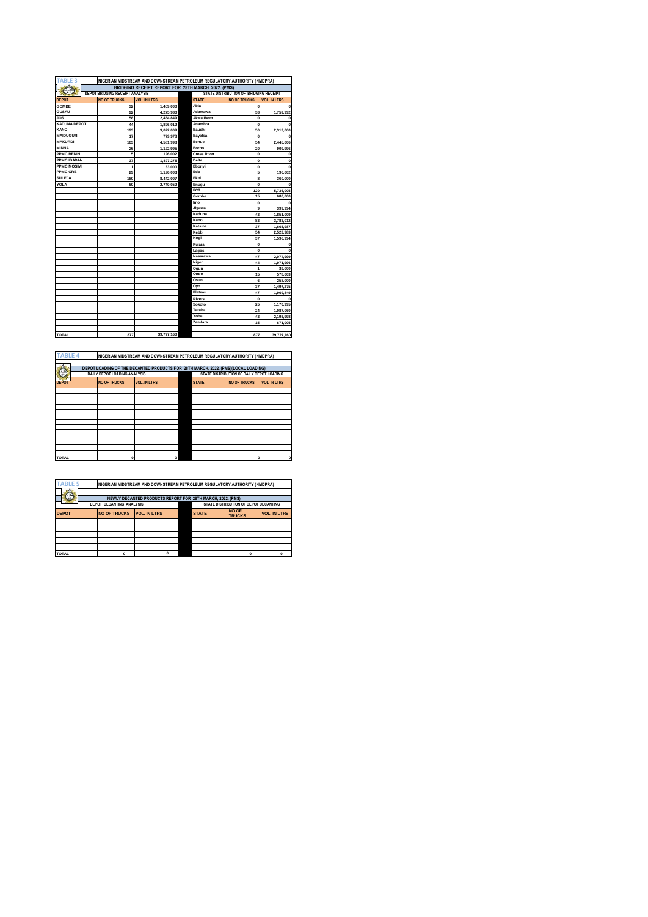## TABLE 3

NIGERIAN MIDSTREAM AND DOWNSTREAM PETROLEUM REGULATORY AUTHORITY (NMDPRA)

BRIDGING RECEIPT REPORT FOR 28TH MARCH 2022. (PMS)

| DEPOT BRIDGING RECEIPT ANALYSIS | | | STATE DISTRIBUTION OF BRIDGING RECEIPT | | |
|---|---|---|---|---|---|
| DEPOT | NO OF TRUCKS | VOL. IN LTRS | STATE | NO OF TRUCKS | VOL. IN LTRS |
| GOMBE | 32 | 1,459,000 | Abia | 0 | 0 |
| GUSAU | 92 | 4,275,980 | Adamawa | 38 | 1,759,992 |
| JOS | 58 | 2,484,849 | Akwa Ibom | 0 | 0 |
| KADUNA DEPOT | 44 | 1,896,012 | Anambra | 0 | 0 |
| KANO | 193 | 9,022,009 | Bauchi | 50 | 2,313,000 |
| MAIDUGURI | 17 | 779,978 | Bayelsa | 0 | 0 |
| MAKURDI | 103 | 4,581,998 | Benue | 54 | 2,445,006 |
| MINNA | 26 | 1,122,995 | Borno | 20 | 909,996 |
| PPMC BENIN | 5 | 196,002 | Cross River | 0 | 0 |
| PPMC IBADAN | 37 | 1,497,275 | Delta | 0 | 0 |
| PPMC MOSIMI | 1 | 33,000 | Ebonyi | 0 | 0 |
| PPMC ORE | 29 | 1,196,003 | Edo | 5 | 196,002 |
| SULEJA | 180 | 8,442,007 | Ekiti | 8 | 360,000 |
| YOLA | 60 | 2,740,052 | Enugu | 0 | 0 |
| | | | FCT | 120 | 5,736,005 |
| | | | Gombe | 15 | 680,000 |
| | | | Imo | 0 | 0 |
| | | | Jigawa | 9 | 399,994 |
| | | | Kaduna | 43 | 1,851,009 |
| | | | Kano | 83 | 3,783,012 |
| | | | Katsina | 37 | 1,665,987 |
| | | | Kebbi | 54 | 2,523,983 |
| | | | Kogi | 37 | 1,596,994 |
| | | | Kwara | 0 | 0 |
| | | | Lagos | 0 | 0 |
| | | | Nasarawa | 47 | 2,074,999 |
| | | | Niger | 44 | 1,971,996 |
| | | | Ogun | 1 | 33,000 |
| | | | Ondo | 15 | 578,003 |
| | | | Osun | 6 | 258,000 |
| | | | Oyo | 37 | 1,497,275 |
| | | | Plateau | 47 | 1,969,849 |
| | | | Rivers | 0 | 0 |
| | | | Sokoto | 25 | 1,170,995 |
| | | | Taraba | 24 | 1,087,060 |
| | | | Yobe | 43 | 2,193,998 |
| | | | Zamfara | 15 | 671,005 |
| TOTAL | 877 | 39,727,160 | | 877 | 39,727,160 |

## TABLE 4

NIGERIAN MIDSTREAM AND DOWNSTREAM PETROLEUM REGULATORY AUTHORITY (NMDPRA)

DEPOT LOADING OF THE DECANTED PRODUCTS FOR 28TH MARCH, 2022. (PMS)(LOCAL LOADING)

| DAILY DEPOT LOADING ANALYSIS | | | STATE DISTRIBUTION OF DAILY DEPOT LOADING | | |
|---|---|---|---|---|---|
| DEPOT | NO OF TRUCKS | VOL. IN LTRS | STATE | NO OF TRUCKS | VOL. IN LTRS |
| TOTAL | 0 | 0 | | 0 | 0 |

## TABLE 5

NIGERIAN MIDSTREAM AND DOWNSTREAM PETROLEUM REGULATORY AUTHORITY (NMDPRA)

NEWLY DECANTED PRODUCTS REPORT FOR 28TH MARCH, 2022. (PMS)

| DEPOT DECANTING ANALYSIS | | | STATE DISTRIBUTION OF DEPOT DECANTING | | |
|---|---|---|---|---|---|
| DEPOT | NO OF TRUCKS | VOL. IN LTRS | STATE | NO OF TRUCKS | VOL. IN LTRS |
| TOTAL | 0 | 0 | | 0 | 0 |